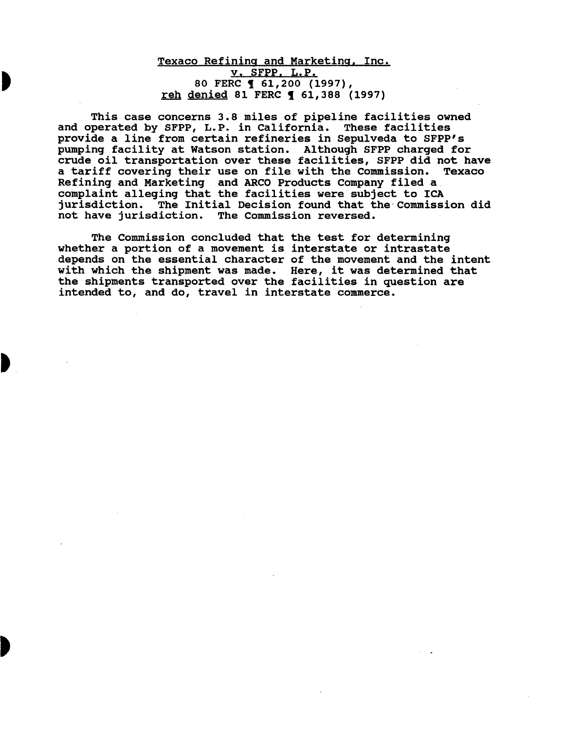<u>Texaco Refining and Marketing, Inc.</u>
<u>v. SFPP, L.P.</u>
80 FERC ¶ 61,200 (1997),
<u>reh denied</u> 81 FERC ¶ 61,388 (1997)

This case concerns 3.8 miles of pipeline facilities owned and operated by SFPP, L.P. in California. These facilities provide a line from certain refineries in Sepulveda to SFPP's pumping facility at Watson station. Although SFPP charged for crude oil transportation over these facilities, SFPP did not have a tariff covering their use on file with the Commission. Texaco Refining and Marketing and ARCO Products Company filed a complaint alleging that the facilities were subject to ICA jurisdiction. The Initial Decision found that the Commission did not have jurisdiction. The Commission reversed.

The Commission concluded that the test for determining whether a portion of a movement is interstate or intrastate depends on the essential character of the movement and the intent with which the shipment was made. Here, it was determined that the shipments transported over the facilities in question are intended to, and do, travel in interstate commerce.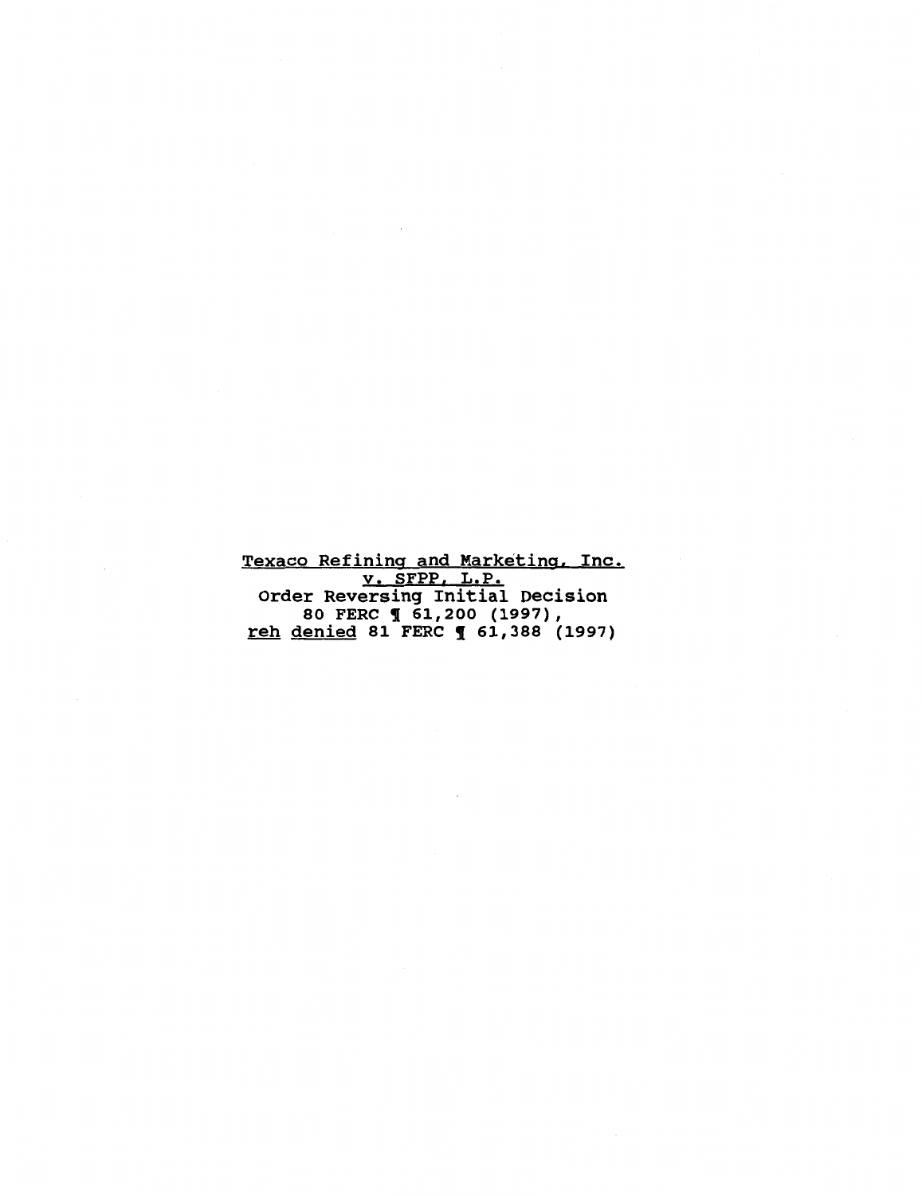<u>Texaco Refining and Marketing, Inc.</u>
<u>v. SFPP, L.P.</u>
Order Reversing Initial Decision
80 FERC ¶ 61,200 (1997),
<u>reh denied</u> 81 FERC ¶ 61,388 (1997)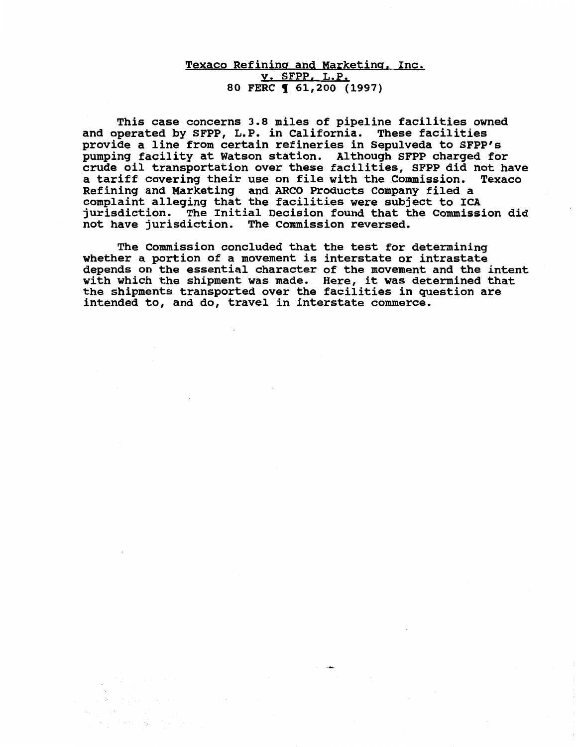<u>Texaco Refining and Marketing, Inc.</u>
<u>v. SFPP, L.P.</u>
80 FERC ¶ 61,200 (1997)

This case concerns 3.8 miles of pipeline facilities owned and operated by SFPP, L.P. in California. These facilities provide a line from certain refineries in Sepulveda to SFPP's pumping facility at Watson station. Although SFPP charged for crude oil transportation over these facilities, SFPP did not have a tariff covering their use on file with the Commission. Texaco Refining and Marketing and ARCO Products Company filed a complaint alleging that the facilities were subject to ICA jurisdiction. The Initial Decision found that the Commission did not have jurisdiction. The Commission reversed.

The Commission concluded that the test for determining whether a portion of a movement is interstate or intrastate depends on the essential character of the movement and the intent with which the shipment was made. Here, it was determined that the shipments transported over the facilities in question are intended to, and do, travel in interstate commerce.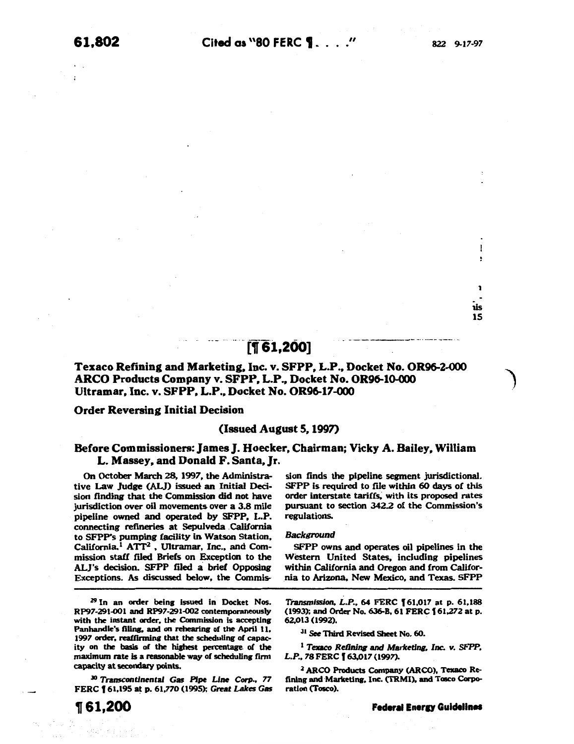## [¶ 61,200]

**Texaco Refining and Marketing, Inc. v. SFPP, L.P., Docket No. OR96-2-000**
**ARCO Products Company v. SFPP, L.P., Docket No. OR96-10-000**
**Ultramar, Inc. v. SFPP, L.P., Docket No. OR96-17-000**

### Order Reversing Initial Decision

**(Issued August 5, 1997)**

**Before Commissioners: James J. Hoecker, Chairman; Vicky A. Bailey, William L. Massey, and Donald F. Santa, Jr.**

On October March 28, 1997, the Administrative Law Judge (ALJ) issued an Initial Decision finding that the Commission did not have jurisdiction over oil movements over a 3.8 mile pipeline owned and operated by SFPP, L.P. connecting refineries at Sepulveda California to SFPP's pumping facility in Watson Station, California.[1] ATT[2], Ultramar, Inc., and Commission staff filed Briefs on Exception to the ALJ's decision. SFPP filed a brief Opposing Exceptions. As discussed below, the Commission finds the pipeline segment jurisdictional. SFPP is required to file within 60 days of this order interstate tariffs, with its proposed rates pursuant to section 342.2 of the Commission's regulations.

*Background*

SFPP owns and operates oil pipelines in the Western United States, including pipelines within California and Oregon and from California to Arizona, New Mexico, and Texas. SFPP

---

[29] In an order being issued in Docket Nos. RP97-291-001 and RP97-291-002 contemporaneously with the instant order, the Commission is accepting Panhandle's filing, and on rehearing of the April 11, 1997 order, reaffirming that the scheduling of capacity on the basis of the highest percentage of the maximum rate is a reasonable way of scheduling firm capacity at secondary points.

[30] *Transcontinental Gas Pipe Line Corp.*, 77 FERC ¶ 61,195 at p. 61,770 (1995); *Great Lakes Gas Transmission, L.P.*, 64 FERC ¶ 61,017 at p. 61,188 (1993); and Order No. 636-B, 61 FERC ¶ 61,272 at p. 62,013 (1992).

[31] *See* Third Revised Sheet No. 60.

[1] *Texaco Refining and Marketing, Inc. v. SFPP, L.P.*, 78 FERC ¶ 63,017 (1997).

[2] ARCO Products Company (ARCO), Texaco Refining and Marketing, Inc. (TRMI), and Tosco Corporation (Tosco).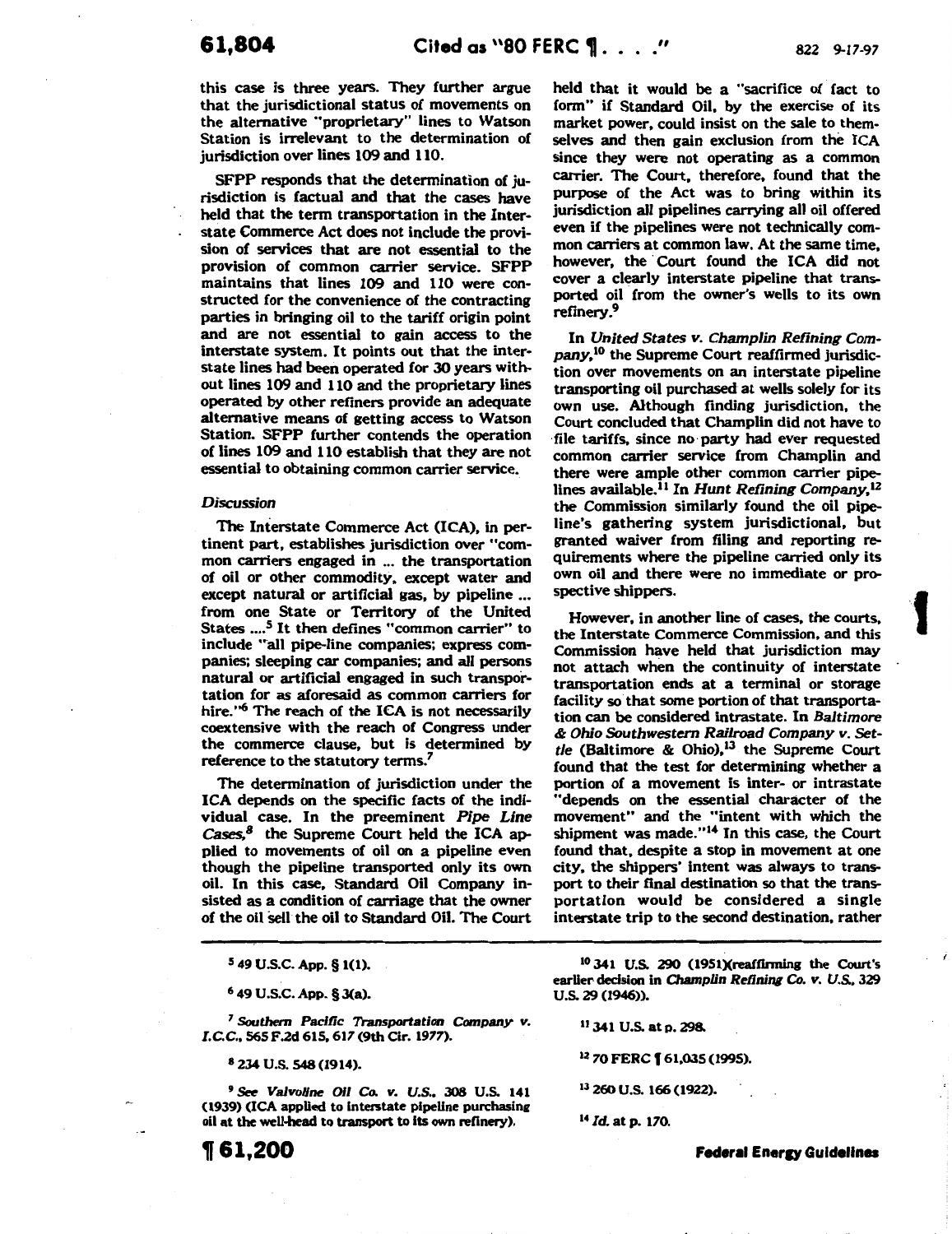this case is three years. They further argue that the jurisdictional status of movements on the alternative "proprietary" lines to Watson Station is irrelevant to the determination of jurisdiction over lines 109 and 110.

SFPP responds that the determination of jurisdiction is factual and that the cases have held that the term transportation in the Interstate Commerce Act does not include the provision of services that are not essential to the provision of common carrier service. SFPP maintains that lines 109 and 110 were constructed for the convenience of the contracting parties in bringing oil to the tariff origin point and are not essential to gain access to the interstate system. It points out that the interstate lines had been operated for 30 years without lines 109 and 110 and the proprietary lines operated by other refiners provide an adequate alternative means of getting access to Watson Station. SFPP further contends the operation of lines 109 and 110 establish that they are not essential to obtaining common carrier service.

*Discussion*

The Interstate Commerce Act (ICA), in pertinent part, establishes jurisdiction over "common carriers engaged in ... the transportation of oil or other commodity, except water and except natural or artificial gas, by pipeline ... from one State or Territory of the United States ....[5] It then defines "common carrier" to include "all pipe-line companies; express companies; sleeping car companies; and all persons natural or artificial engaged in such transportation for as aforesaid as common carriers for hire."[6] The reach of the ICA is not necessarily coextensive with the reach of Congress under the commerce clause, but is determined by reference to the statutory terms.[7]

The determination of jurisdiction under the ICA depends on the specific facts of the individual case. In the preeminent *Pipe Line Cases*,[8] the Supreme Court held the ICA applied to movements of oil on a pipeline even though the pipeline transported only its own oil. In this case, Standard Oil Company insisted as a condition of carriage that the owner of the oil sell the oil to Standard Oil. The Court held that it would be a "sacrifice of fact to form" if Standard Oil, by the exercise of its market power, could insist on the sale to themselves and then gain exclusion from the ICA since they were not operating as a common carrier. The Court, therefore, found that the purpose of the Act was to bring within its jurisdiction *all* pipelines carrying all oil offered even if the pipelines were not technically common carriers at common law. At the same time, however, the Court found the ICA did not cover a clearly interstate pipeline that transported oil from the owner's wells to its own refinery.[9]

In *United States v. Champlin Refining Company*,[10] the Supreme Court reaffirmed jurisdiction over movements on an interstate pipeline transporting oil purchased at wells solely for its own use. Although finding jurisdiction, the Court concluded that Champlin did not have to file tariffs, since no party had ever requested common carrier service from Champlin and there were ample other common carrier pipelines available.[11] In *Hunt Refining Company*,[12] the Commission similarly found the oil pipeline's gathering system jurisdictional, but granted waiver from filing and reporting requirements where the pipeline carried only its own oil and there were no immediate or prospective shippers.

However, in another line of cases, the courts, the Interstate Commerce Commission, and this Commission have held that jurisdiction may not attach when the continuity of interstate transportation ends at a terminal or storage facility so that some portion of that transportation can be considered intrastate. In *Baltimore & Ohio Southwestern Railroad Company v. Settle* (Baltimore & Ohio),[13] the Supreme Court found that the test for determining whether a portion of a movement is inter- or intrastate "depends on the essential character of the movement" and the "intent with which the shipment was made."[14] In this case, the Court found that, despite a stop in movement at one city, the shippers' intent was always to transport to their final destination so that the transportation would be considered a single interstate trip to the second destination, rather

---

[5] 49 U.S.C. App. § 1(1).

[6] 49 U.S.C. App. § 3(a).

[7] *Southern Pacific Transportation Company v. I.C.C.*, 565 F.2d 615, 617 (9th Cir. 1977).

[8] 234 U.S. 548 (1914).

[9] *See Valvoline Oil Co. v. U.S.*, 308 U.S. 141 (1939) (ICA applied to interstate pipeline purchasing oil at the well-head to transport to its own refinery).

[10] 341 U.S. 290 (1951)(reaffirming the Court's earlier decision in *Champlin Refining Co. v. U.S.*, 329 U.S. 29 (1946)).

[11] 341 U.S. at p. 298.

[12] 70 FERC ¶ 61,035 (1995).

[13] 260 U.S. 166 (1922).

[14] *Id.* at p. 170.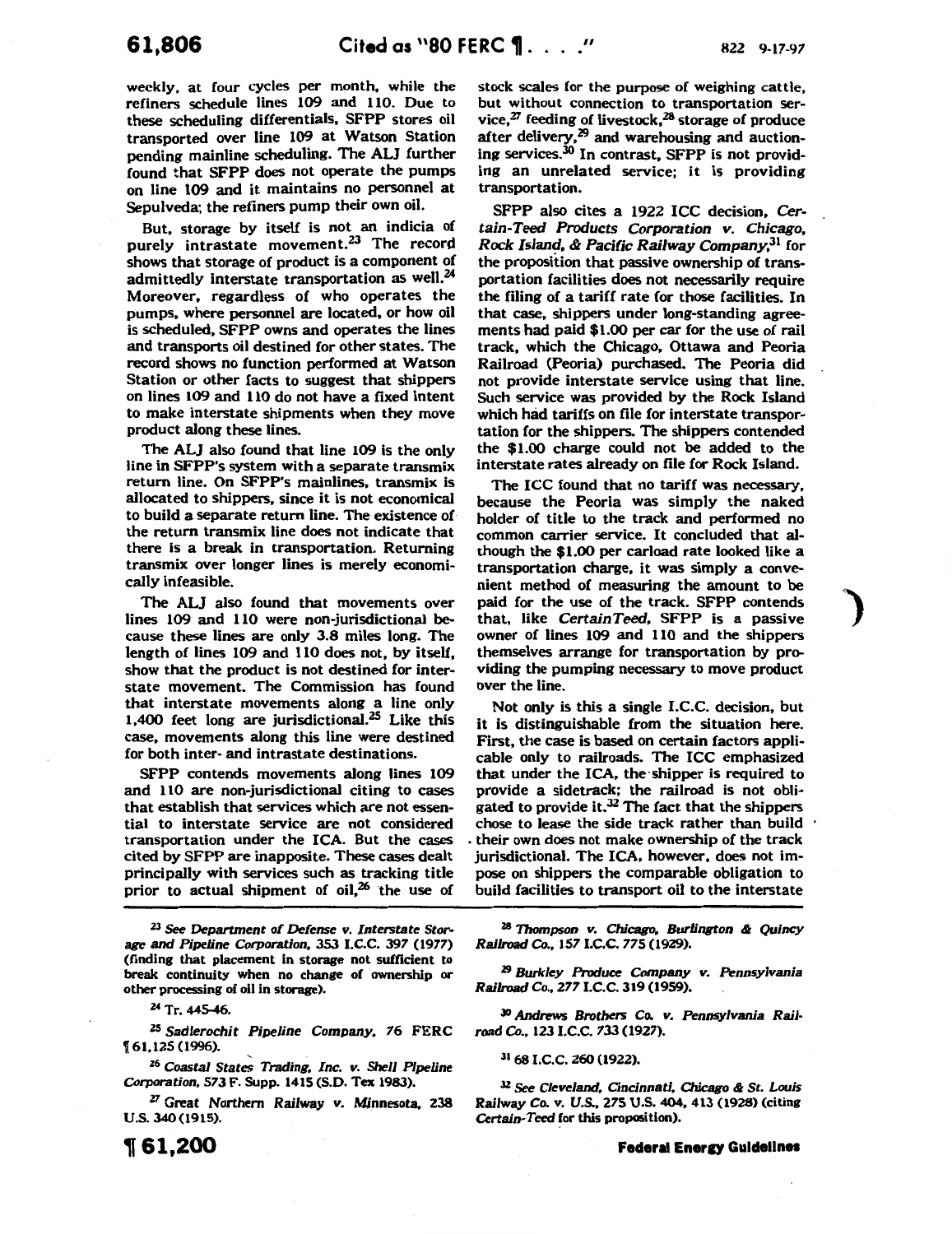weekly, at four cycles per month, while the refiners schedule lines 109 and 110. Due to these scheduling differentials, SFPP stores oil transported over line 109 at Watson Station pending mainline scheduling. The ALJ further found that SFPP does not operate the pumps on line 109 and it maintains no personnel at Sepulveda; the refiners pump their own oil.

But, storage by itself is not an indicia of purely intrastate movement.[23] The record shows that storage of product is a component of admittedly interstate transportation as well.[24] Moreover, regardless of who operates the pumps, where personnel are located, or how oil is scheduled, SFPP owns and operates the lines and transports oil destined for other states. The record shows no function performed at Watson Station or other facts to suggest that shippers on lines 109 and 110 do not have a fixed intent to make interstate shipments when they move product along these lines.

The ALJ also found that line 109 is the only line in SFPP's system with a separate transmix return line. On SFPP's mainlines, transmix is allocated to shippers, since it is not economical to build a separate return line. The existence of the return transmix line does not indicate that there is a break in transportation. Returning transmix over longer lines is merely economically infeasible.

The ALJ also found that movements over lines 109 and 110 were non-jurisdictional because these lines are only 3.8 miles long. The length of lines 109 and 110 does not, by itself, show that the product is not destined for interstate movement. The Commission has found that interstate movements along a line only 1,400 feet long are jurisdictional.[25] Like this case, movements along this line were destined for both inter- and intrastate destinations.

SFPP contends movements along lines 109 and 110 are non-jurisdictional citing to cases that establish that services which are not essential to interstate service are not considered transportation under the ICA. But the cases cited by SFPP are inapposite. These cases dealt principally with services such as tracking title prior to actual shipment of oil,[26] the use of stock scales for the purpose of weighing cattle, but without connection to transportation service,[27] feeding of livestock,[28] storage of produce after delivery,[29] and warehousing and auctioning services.[30] In contrast, SFPP is not providing an unrelated service; it is providing transportation.

SFPP also cites a 1922 ICC decision, *Certain-Teed Products Corporation v. Chicago, Rock Island, & Pacific Railway Company*,[31] for the proposition that passive ownership of transportation facilities does not necessarily require the filing of a tariff rate for those facilities. In that case, shippers under long-standing agreements had paid \$1.00 per car for the use of rail track, which the Chicago, Ottawa and Peoria Railroad (Peoria) purchased. The Peoria did not provide interstate service using that line. Such service was provided by the Rock Island which had tariffs on file for interstate transportation for the shippers. The shippers contended the \$1.00 charge could not be added to the interstate rates already on file for Rock Island.

The ICC found that no tariff was necessary, because the Peoria was simply the naked holder of title to the track and performed no common carrier service. It concluded that although the \$1.00 per carload rate looked like a transportation charge, it was simply a convenient method of measuring the amount to be paid for the use of the track. SFPP contends that, like *CertainTeed*, SFPP is a passive owner of lines 109 and 110 and the shippers themselves arrange for transportation by providing the pumping necessary to move product over the line.

Not only is this a single I.C.C. decision, but it is distinguishable from the situation here. First, the case is based on certain factors applicable only to railroads. The ICC emphasized that under the ICA, the shipper is required to provide a sidetrack; the railroad is not obligated to provide it.[32] The fact that the shippers chose to lease the side track rather than build their own does not make ownership of the track jurisdictional. The ICA, however, does not impose on shippers the comparable obligation to build facilities to transport oil to the interstate

---

[23] *See Department of Defense v. Interstate Storage and Pipeline Corporation*, 353 I.C.C. 397 (1977) (finding that placement in storage not sufficient to break continuity when no change of ownership or other processing of oil in storage).

[24] Tr. 445-46.

[25] *Sadlerochit Pipeline Company*, 76 FERC ¶ 61,125 (1996).

[26] *Coastal States Trading, Inc. v. Shell Pipeline Corporation*, 573 F. Supp. 1415 (S.D. Tex 1983).

[27] Great Northern Railway v. Minnesota, 238 U.S. 340 (1915).

[28] *Thompson v. Chicago, Burlington & Quincy Railroad Co.*, 157 I.C.C. 775 (1929).

[29] *Burkley Produce Company v. Pennsylvania Railroad Co.*, 277 I.C.C. 319 (1959).

[30] *Andrews Brothers Co. v. Pennsylvania Railroad Co.*, 123 I.C.C. 733 (1927).

[31] 68 I.C.C. 260 (1922).

[32] *See Cleveland, Cincinnati, Chicago & St. Louis Railway Co. v. U.S.*, 275 U.S. 404, 413 (1928) (citing *Certain-Teed* for this proposition).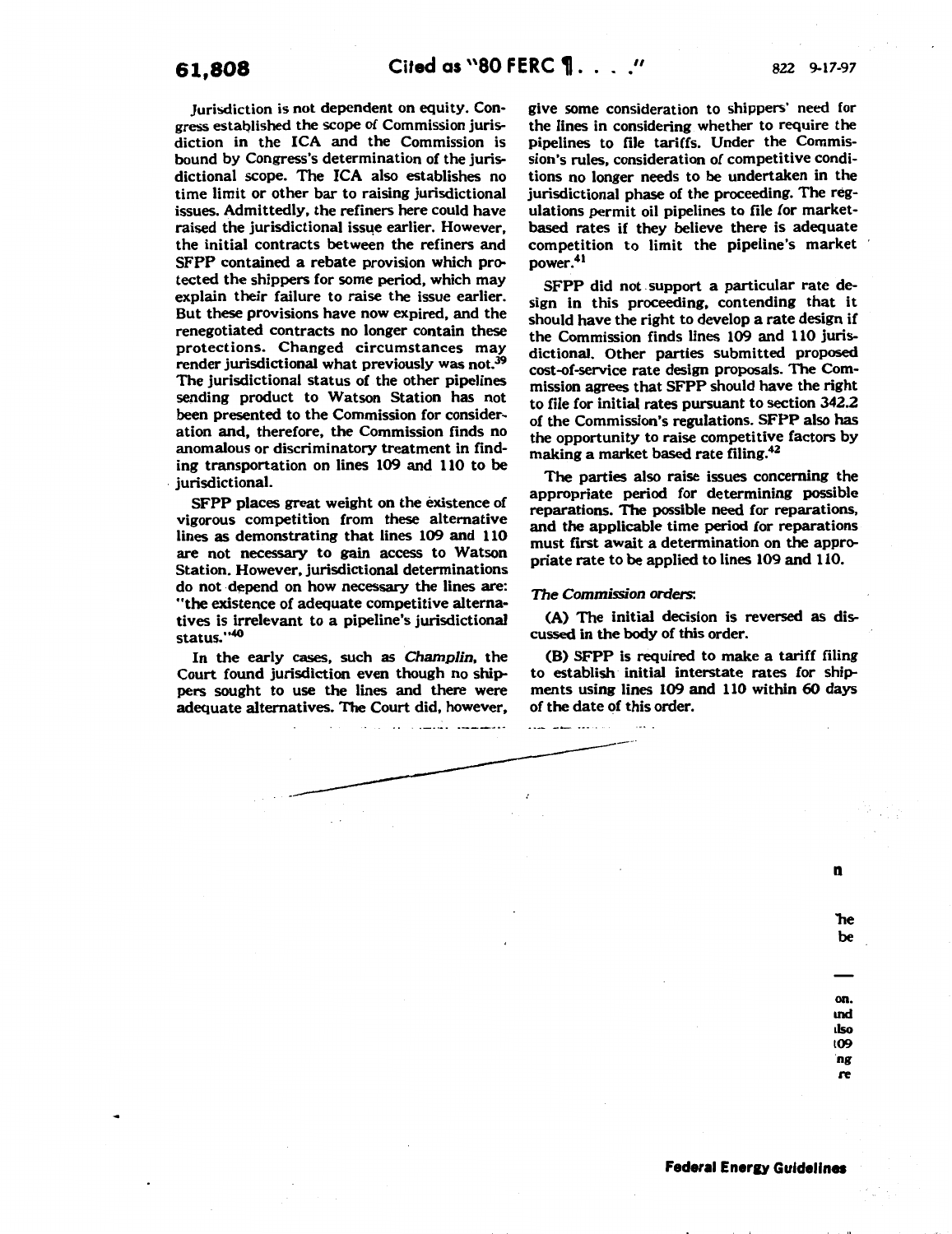Jurisdiction is not dependent on equity. Congress established the scope of Commission jurisdiction in the ICA and the Commission is bound by Congress's determination of the jurisdictional scope. The ICA also establishes no time limit or other bar to raising jurisdictional issues. Admittedly, the refiners here could have raised the jurisdictional issue earlier. However, the initial contracts between the refiners and SFPP contained a rebate provision which protected the shippers for some period, which may explain their failure to raise the issue earlier. But these provisions have now expired, and the renegotiated contracts no longer contain these protections. Changed circumstances may render jurisdictional what previously was not.[39] The jurisdictional status of the other pipelines sending product to Watson Station has not been presented to the Commission for consideration and, therefore, the Commission finds no anomalous or discriminatory treatment in finding transportation on lines 109 and 110 to be jurisdictional.

SFPP places great weight on the existence of vigorous competition from these alternative lines as demonstrating that lines 109 and 110 are not necessary to gain access to Watson Station. However, jurisdictional determinations do not depend on how necessary the lines are: "the existence of adequate competitive alternatives is irrelevant to a pipeline's jurisdictional status."[40]

In the early cases, such as *Champlin*, the Court found jurisdiction even though no shippers sought to use the lines and there were adequate alternatives. The Court did, however, give some consideration to shippers' need for the lines in considering whether to require the pipelines to file tariffs. Under the Commission's rules, consideration of competitive conditions no longer needs to be undertaken in the jurisdictional phase of the proceeding. The regulations permit oil pipelines to file for market-based rates if they believe there is adequate competition to limit the pipeline's market power.[41]

SFPP did not support a particular rate design in this proceeding, contending that it should have the right to develop a rate design if the Commission finds lines 109 and 110 jurisdictional. Other parties submitted proposed cost-of-service rate design proposals. The Commission agrees that SFPP should have the right to file for initial rates pursuant to section 342.2 of the Commission's regulations. SFPP also has the opportunity to raise competitive factors by making a market based rate filing.[42]

The parties also raise issues concerning the appropriate period for determining possible reparations. The possible need for reparations, and the applicable time period for reparations must first await a determination on the appropriate rate to be applied to lines 109 and 110.

*The Commission orders*:

(A) The initial decision is reversed as discussed in the body of this order.

(B) SFPP is required to make a tariff filing to establish initial interstate rates for shipments using lines 109 and 110 within 60 days of the date of this order.